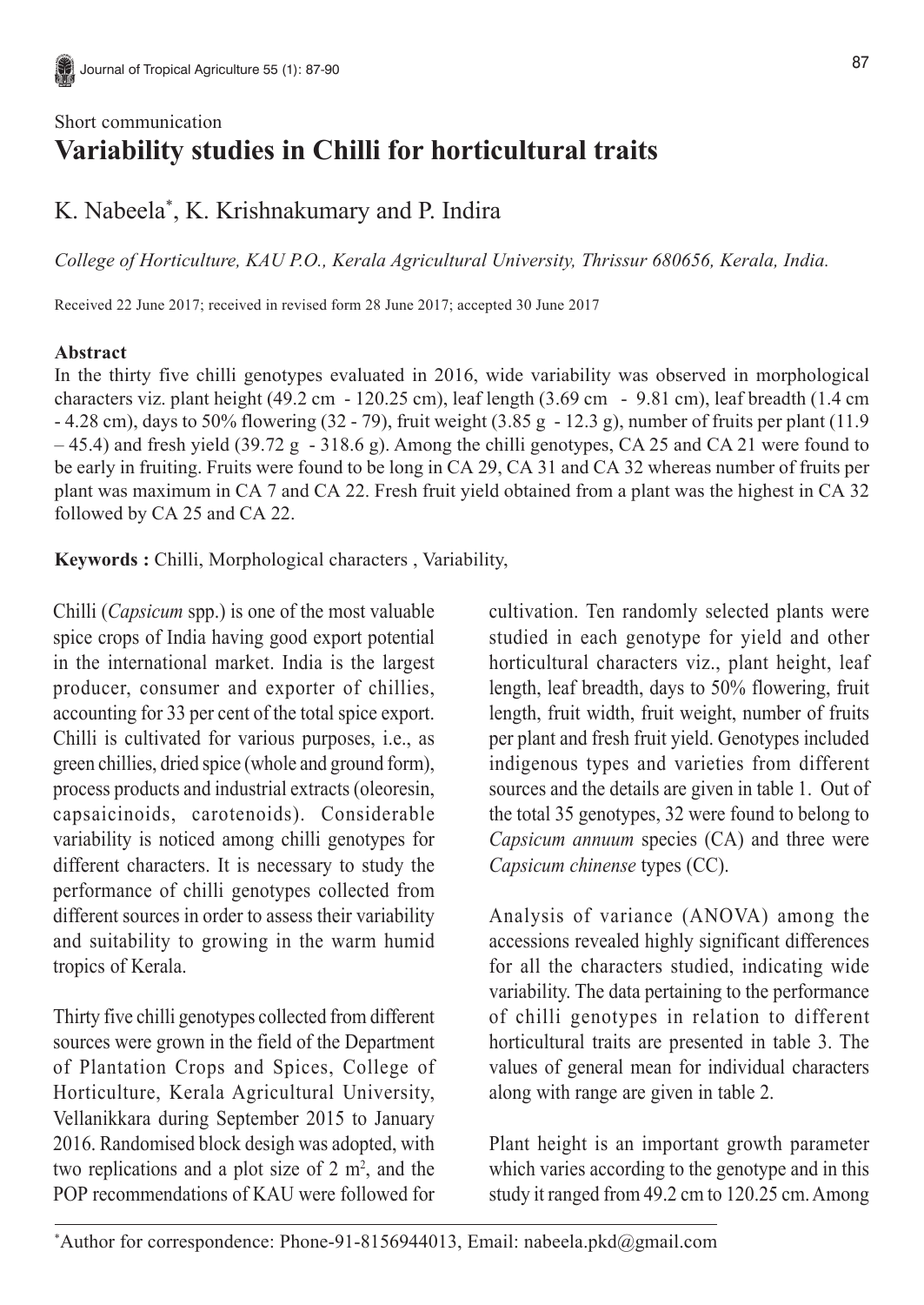Short communication

# Variability studies in Chilli for horticultural traits

K. Nabeela[*], K. Krishnakumary and P. Indira

*College of Horticulture, KAU P.O., Kerala Agricultural University, Thrissur 680656, Kerala, India.*

Received 22 June 2017; received in revised form 28 June 2017; accepted 30 June 2017

### Abstract

In the thirty five chilli genotypes evaluated in 2016, wide variability was observed in morphological characters viz. plant height (49.2 cm - 120.25 cm), leaf length (3.69 cm - 9.81 cm), leaf breadth (1.4 cm - 4.28 cm), days to 50% flowering (32 - 79), fruit weight (3.85 g - 12.3 g), number of fruits per plant (11.9 – 45.4) and fresh yield (39.72 g - 318.6 g). Among the chilli genotypes, CA 25 and CA 21 were found to be early in fruiting. Fruits were found to be long in CA 29, CA 31 and CA 32 whereas number of fruits per plant was maximum in CA 7 and CA 22. Fresh fruit yield obtained from a plant was the highest in CA 32 followed by CA 25 and CA 22.

**Keywords :** Chilli, Morphological characters , Variability,

Chilli (*Capsicum* spp.) is one of the most valuable spice crops of India having good export potential in the international market. India is the largest producer, consumer and exporter of chillies, accounting for 33 per cent of the total spice export. Chilli is cultivated for various purposes, i.e., as green chillies, dried spice (whole and ground form), process products and industrial extracts (oleoresin, capsaicinoids, carotenoids). Considerable variability is noticed among chilli genotypes for different characters. It is necessary to study the performance of chilli genotypes collected from different sources in order to assess their variability and suitability to growing in the warm humid tropics of Kerala.

Thirty five chilli genotypes collected from different sources were grown in the field of the Department of Plantation Crops and Spices, College of Horticulture, Kerala Agricultural University, Vellanikkara during September 2015 to January 2016. Randomised block desigh was adopted, with two replications and a plot size of 2 $m^2$, and the POP recommendations of KAU were followed for cultivation. Ten randomly selected plants were studied in each genotype for yield and other horticultural characters viz., plant height, leaf length, leaf breadth, days to 50% flowering, fruit length, fruit width, fruit weight, number of fruits per plant and fresh fruit yield. Genotypes included indigenous types and varieties from different sources and the details are given in table 1. Out of the total 35 genotypes, 32 were found to belong to *Capsicum annuum* species (CA) and three were *Capsicum chinense* types (CC).

Analysis of variance (ANOVA) among the accessions revealed highly significant differences for all the characters studied, indicating wide variability. The data pertaining to the performance of chilli genotypes in relation to different horticultural traits are presented in table 3. The values of general mean for individual characters along with range are given in table 2.

Plant height is an important growth parameter which varies according to the genotype and in this study it ranged from 49.2 cm to 120.25 cm. Among

[*]Author for correspondence: Phone-91-8156944013, Email: nabeela.pkd@gmail.com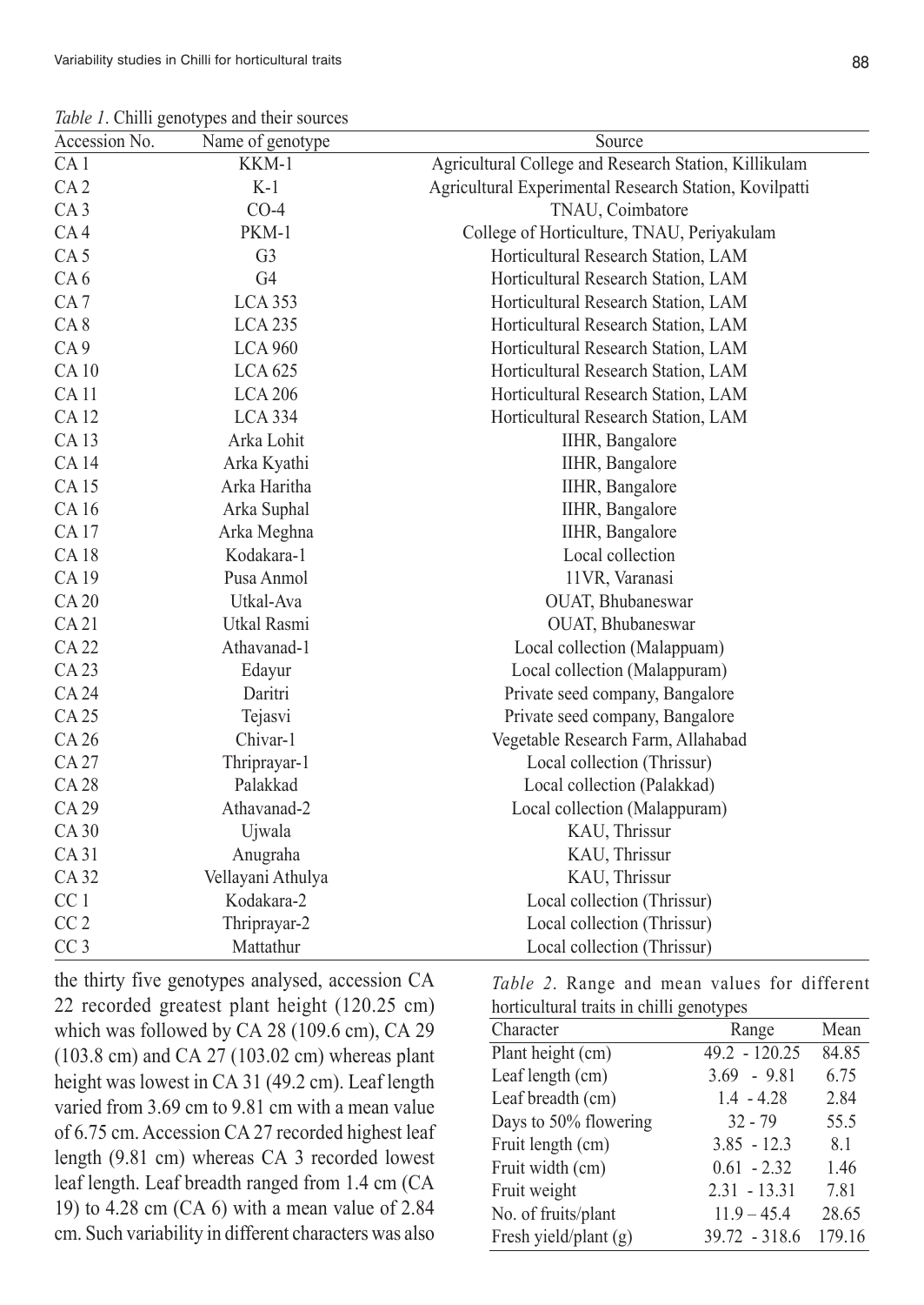*Table 1*. Chilli genotypes and their sources

| Accession No. | Name of genotype | Source |
|---|---|---|
| CA 1 | KKM-1 | Agricultural College and Research Station, Killikulam |
| CA 2 | K-1 | Agricultural Experimental Research Station, Kovilpatti |
| CA 3 | CO-4 | TNAU, Coimbatore |
| CA 4 | PKM-1 | College of Horticulture, TNAU, Periyakulam |
| CA 5 | G3 | Horticultural Research Station, LAM |
| CA 6 | G4 | Horticultural Research Station, LAM |
| CA 7 | LCA 353 | Horticultural Research Station, LAM |
| CA 8 | LCA 235 | Horticultural Research Station, LAM |
| CA 9 | LCA 960 | Horticultural Research Station, LAM |
| CA 10 | LCA 625 | Horticultural Research Station, LAM |
| CA 11 | LCA 206 | Horticultural Research Station, LAM |
| CA 12 | LCA 334 | Horticultural Research Station, LAM |
| CA 13 | Arka Lohit | IIHR, Bangalore |
| CA 14 | Arka Kyathi | IIHR, Bangalore |
| CA 15 | Arka Haritha | IIHR, Bangalore |
| CA 16 | Arka Suphal | IIHR, Bangalore |
| CA 17 | Arka Meghna | IIHR, Bangalore |
| CA 18 | Kodakara-1 | Local collection |
| CA 19 | Pusa Anmol | 11VR, Varanasi |
| CA 20 | Utkal-Ava | OUAT, Bhubaneswar |
| CA 21 | Utkal Rasmi | OUAT, Bhubaneswar |
| CA 22 | Athavanad-1 | Local collection (Malappuam) |
| CA 23 | Edayur | Local collection (Malappuram) |
| CA 24 | Daritri | Private seed company, Bangalore |
| CA 25 | Tejasvi | Private seed company, Bangalore |
| CA 26 | Chivar-1 | Vegetable Research Farm, Allahabad |
| CA 27 | Thriprayar-1 | Local collection (Thrissur) |
| CA 28 | Palakkad | Local collection (Palakkad) |
| CA 29 | Athavanad-2 | Local collection (Malappuram) |
| CA 30 | Ujwala | KAU, Thrissur |
| CA 31 | Anugraha | KAU, Thrissur |
| CA 32 | Vellayani Athulya | KAU, Thrissur |
| CC 1 | Kodakara-2 | Local collection (Thrissur) |
| CC 2 | Thriprayar-2 | Local collection (Thrissur) |
| CC 3 | Mattathur | Local collection (Thrissur) |

the thirty five genotypes analysed, accession CA 22 recorded greatest plant height (120.25 cm) which was followed by CA 28 (109.6 cm), CA 29 (103.8 cm) and CA 27 (103.02 cm) whereas plant height was lowest in CA 31 (49.2 cm). Leaf length varied from 3.69 cm to 9.81 cm with a mean value of 6.75 cm. Accession CA 27 recorded highest leaf length (9.81 cm) whereas CA 3 recorded lowest leaf length. Leaf breadth ranged from 1.4 cm (CA 19) to 4.28 cm (CA 6) with a mean value of 2.84 cm. Such variability in different characters was also

*Table 2*. Range and mean values for different horticultural traits in chilli genotypes

| Character | Range | Mean |
|---|---|---|
| Plant height (cm) | 49.2 - 120.25 | 84.85 |
| Leaf length (cm) | 3.69 - 9.81 | 6.75 |
| Leaf breadth (cm) | 1.4 - 4.28 | 2.84 |
| Days to 50% flowering | 32 - 79 | 55.5 |
| Fruit length (cm) | 3.85 - 12.3 | 8.1 |
| Fruit width (cm) | 0.61 - 2.32 | 1.46 |
| Fruit weight | 2.31 - 13.31 | 7.81 |
| No. of fruits/plant | 11.9 – 45.4 | 28.65 |
| Fresh yield/plant (g) | 39.72 - 318.6 | 179.16 |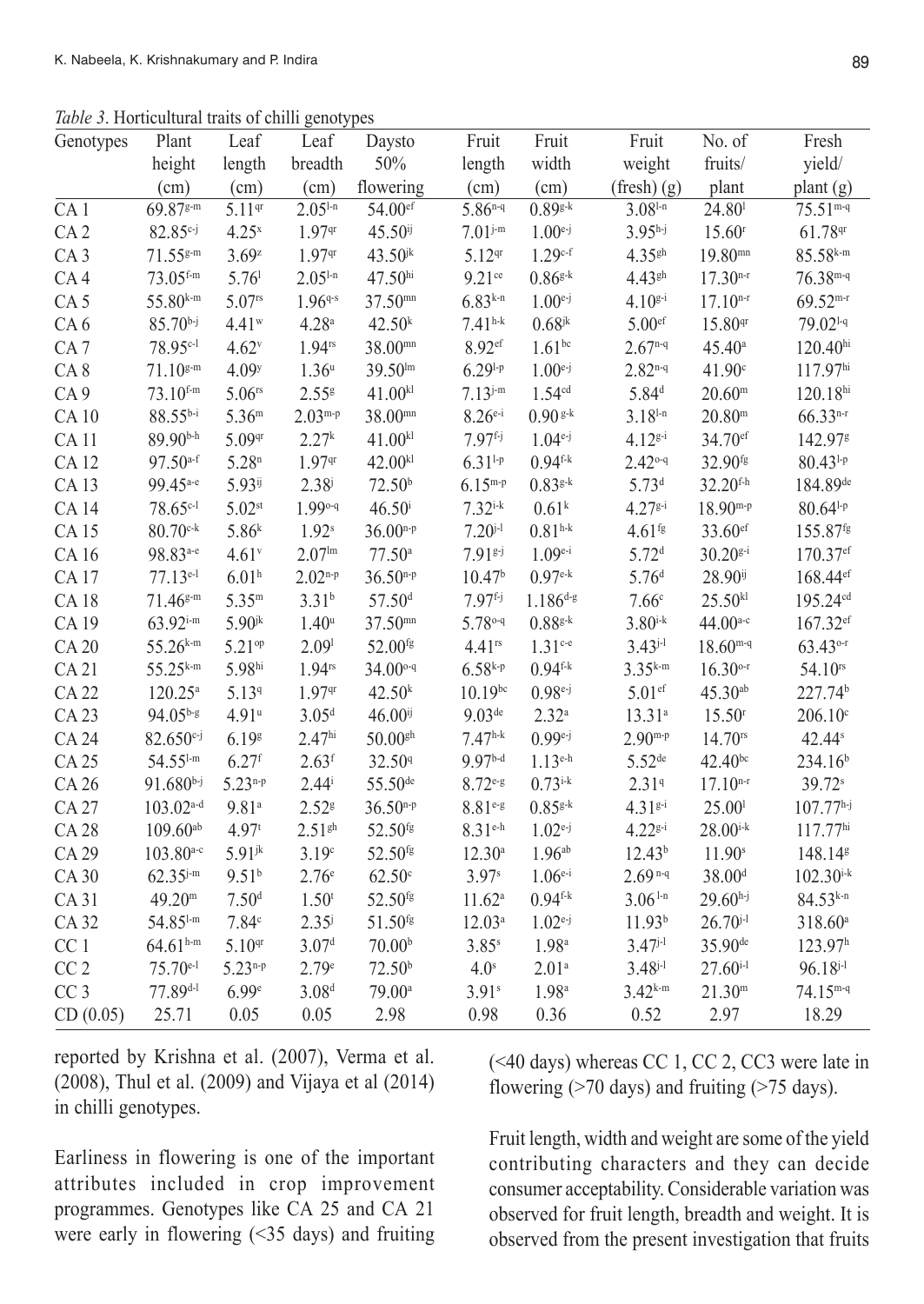*Table 3*. Horticultural traits of chilli genotypes

| Genotypes | Plant height (cm) | Leaf length (cm) | Leaf breadth (cm) | Daysto 50% flowering | Fruit length (cm) | Fruit width (cm) | Fruit weight (fresh) (g) | No. of fruits/ plant | Fresh yield/ plant (g) |
|---|---|---|---|---|---|---|---|---|---|
| CA 1 | 69.87[g-m] | 5.11[qr] | 2.05[l-n] | 54.00[ef] | 5.86[n-q] | 0.89[g-k] | 3.08[l-n] | 24.80[l] | 75.51[m-q] |
| CA 2 | 82.85[c-j] | 4.25[x] | 1.97[qr] | 45.50[ij] | 7.01[j-m] | 1.00[e-j] | 3.95[h-j] | 15.60[r] | 61.78[qr] |
| CA 3 | 71.55[g-m] | 3.69[z] | 1.97[qr] | 43.50[jk] | 5.12[qr] | 1.29[c-f] | 4.35[gh] | 19.80[mn] | 85.58[k-m] |
| CA 4 | 73.05[f-m] | 5.76[l] | 2.05[l-n] | 47.50[hi] | 9.21[ce] | 0.86[g-k] | 4.43[gh] | 17.30[n-r] | 76.38[m-q] |
| CA 5 | 55.80[k-m] | 5.07[rs] | 1.96[q-s] | 37.50[mn] | 6.83[k-n] | 1.00[e-j] | 4.10[g-i] | 17.10[n-r] | 69.52[m-r] |
| CA 6 | 85.70[b-j] | 4.41[w] | 4.28[a] | 42.50[k] | 7.41[h-k] | 0.68[jk] | 5.00[ef] | 15.80[qr] | 79.02[l-q] |
| CA 7 | 78.95[c-l] | 4.62[v] | 1.94[rs] | 38.00[mn] | 8.92[ef] | 1.61[bc] | 2.67[n-q] | 45.40[a] | 120.40[hi] |
| CA 8 | 71.10[g-m] | 4.09[y] | 1.36[u] | 39.50[lm] | 6.29[l-p] | 1.00[e-j] | 2.82[n-q] | 41.90[c] | 117.97[hi] |
| CA 9 | 73.10[f-m] | 5.06[rs] | 2.55[g] | 41.00[kl] | 7.13[j-m] | 1.54[cd] | 5.84[d] | 20.60[m] | 120.18[hi] |
| CA 10 | 88.55[b-i] | 5.36[m] | 2.03[m-p] | 38.00[mn] | 8.26[e-i] | 0.90[g-k] | 3.18[l-n] | 20.80[m] | 66.33[n-r] |
| CA 11 | 89.90[b-h] | 5.09[qr] | 2.27[k] | 41.00[kl] | 7.97[f-j] | 1.04[e-j] | 4.12[g-i] | 34.70[ef] | 142.97[g] |
| CA 12 | 97.50[a-f] | 5.28[n] | 1.97[qr] | 42.00[kl] | 6.31[l-p] | 0.94[f-k] | 2.42[o-q] | 32.90[fg] | 80.43[l-p] |
| CA 13 | 99.45[a-e] | 5.93[ij] | 2.38[j] | 72.50[b] | 6.15[m-p] | 0.83[g-k] | 5.73[d] | 32.20[f-h] | 184.89[de] |
| CA 14 | 78.65[c-l] | 5.02[st] | 1.99[o-q] | 46.50[i] | 7.32[i-k] | 0.61[k] | 4.27[g-i] | 18.90[m-p] | 80.64[l-p] |
| CA 15 | 80.70[c-k] | 5.86[k] | 1.92[s] | 36.00[n-p] | 7.20[j-l] | 0.81[h-k] | 4.61[fg] | 33.60[ef] | 155.87[fg] |
| CA 16 | 98.83[a-e] | 4.61[v] | 2.07[lm] | 77.50[a] | 7.91[g-j] | 1.09[e-i] | 5.72[d] | 30.20[g-i] | 170.37[ef] |
| CA 17 | 77.13[e-l] | 6.01[h] | 2.02[n-p] | 36.50[n-p] | 10.47[b] | 0.97[e-k] | 5.76[d] | 28.90[ij] | 168.44[ef] |
| CA 18 | 71.46[g-m] | 5.35[m] | 3.31[b] | 57.50[d] | 7.97[f-j] | 1.186[d-g] | 7.66[c] | 25.50[kl] | 195.24[cd] |
| CA 19 | 63.92[i-m] | 5.90[jk] | 1.40[u] | 37.50[mn] | 5.78[o-q] | 0.88[g-k] | 3.80[i-k] | 44.00[a-c] | 167.32[ef] |
| CA 20 | 55.26[k-m] | 5.21[op] | 2.09[l] | 52.00[fg] | 4.41[rs] | 1.31[c-e] | 3.43[j-l] | 18.60[m-q] | 63.43[o-r] |
| CA 21 | 55.25[k-m] | 5.98[hi] | 1.94[rs] | 34.00[o-q] | 6.58[k-p] | 0.94[f-k] | 3.35[k-m] | 16.30[o-r] | 54.10[rs] |
| CA 22 | 120.25[a] | 5.13[q] | 1.97[qr] | 42.50[k] | 10.19[bc] | 0.98[e-j] | 5.01[ef] | 45.30[ab] | 227.74[b] |
| CA 23 | 94.05[b-g] | 4.91[u] | 3.05[d] | 46.00[ij] | 9.03[de] | 2.32[a] | 13.31[a] | 15.50[r] | 206.10[c] |
| CA 24 | 82.650[c-j] | 6.19[g] | 2.47[hi] | 50.00[gh] | 7.47[h-k] | 0.99[e-j] | 2.90[m-p] | 14.70[rs] | 42.44[s] |
| CA 25 | 54.55[l-m] | 6.27[f] | 2.63[f] | 32.50[q] | 9.97[b-d] | 1.13[e-h] | 5.52[de] | 42.40[bc] | 234.16[b] |
| CA 26 | 91.680[b-j] | 5.23[n-p] | 2.44[i] | 55.50[de] | 8.72[e-g] | 0.73[i-k] | 2.31[q] | 17.10[n-r] | 39.72[s] |
| CA 27 | 103.02[a-d] | 9.81[a] | 2.52[g] | 36.50[n-p] | 8.81[e-g] | 0.85[g-k] | 4.31[g-i] | 25.00[l] | 107.77[h-j] |
| CA 28 | 109.60[ab] | 4.97[t] | 2.51[gh] | 52.50[fg] | 8.31[e-h] | 1.02[e-j] | 4.22[g-i] | 28.00[i-k] | 117.77[hi] |
| CA 29 | 103.80[a-c] | 5.91[jk] | 3.19[c] | 52.50[fg] | 12.30[a] | 1.96[ab] | 12.43[b] | 11.90[s] | 148.14[g] |
| CA 30 | 62.35[j-m] | 9.51[b] | 2.76[e] | 62.50[c] | 3.97[s] | 1.06[e-i] | 2.69[n-q] | 38.00[d] | 102.30[i-k] |
| CA 31 | 49.20[m] | 7.50[d] | 1.50[t] | 52.50[fg] | 11.62[a] | 0.94[f-k] | 3.06[l-n] | 29.60[h-j] | 84.53[k-n] |
| CA 32 | 54.85[l-m] | 7.84[c] | 2.35[j] | 51.50[fg] | 12.03[a] | 1.02[e-j] | 11.93[b] | 26.70[j-l] | 318.60[a] |
| CC 1 | 64.61[h-m] | 5.10[qr] | 3.07[d] | 70.00[b] | 3.85[s] | 1.98[a] | 3.47[j-l] | 35.90[de] | 123.97[h] |
| CC 2 | 75.70[e-l] | 5.23[n-p] | 2.79[e] | 72.50[b] | 4.0[s] | 2.01[a] | 3.48[j-l] | 27.60[i-l] | 96.18[j-l] |
| CC 3 | 77.89[d-l] | 6.99[e] | 3.08[d] | 79.00[a] | 3.91[s] | 1.98[a] | 3.42[k-m] | 21.30[m] | 74.15[m-q] |
| CD (0.05) | 25.71 | 0.05 | 0.05 | 2.98 | 0.98 | 0.36 | 0.52 | 2.97 | 18.29 |

reported by Krishna et al. (2007), Verma et al. (2008), Thul et al. (2009) and Vijaya et al (2014) in chilli genotypes.

Earliness in flowering is one of the important attributes included in crop improvement programmes. Genotypes like CA 25 and CA 21 were early in flowering (<35 days) and fruiting (<40 days) whereas CC 1, CC 2, CC3 were late in flowering (>70 days) and fruiting (>75 days).

Fruit length, width and weight are some of the yield contributing characters and they can decide consumer acceptability. Considerable variation was observed for fruit length, breadth and weight. It is observed from the present investigation that fruits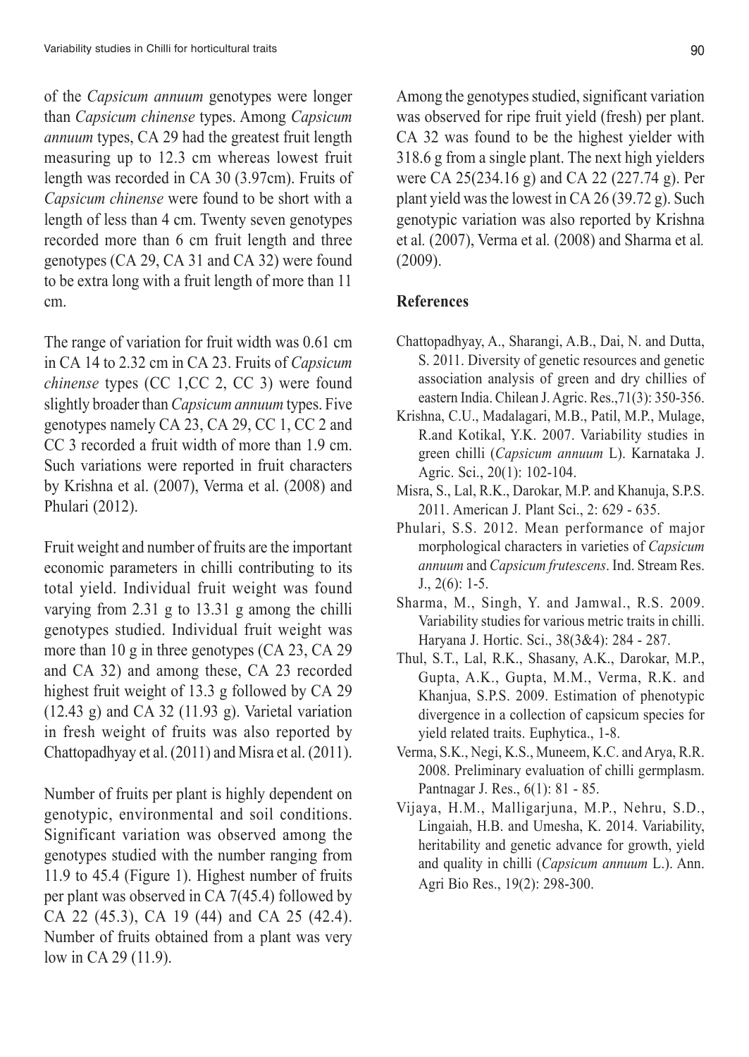of the *Capsicum annuum* genotypes were longer than *Capsicum chinense* types. Among *Capsicum annuum* types, CA 29 had the greatest fruit length measuring up to 12.3 cm whereas lowest fruit length was recorded in CA 30 (3.97cm). Fruits of *Capsicum chinense* were found to be short with a length of less than 4 cm. Twenty seven genotypes recorded more than 6 cm fruit length and three genotypes (CA 29, CA 31 and CA 32) were found to be extra long with a fruit length of more than 11 cm.

The range of variation for fruit width was 0.61 cm in CA 14 to 2.32 cm in CA 23. Fruits of *Capsicum chinense* types (CC 1,CC 2, CC 3) were found slightly broader than *Capsicum annuum* types. Five genotypes namely CA 23, CA 29, CC 1, CC 2 and CC 3 recorded a fruit width of more than 1.9 cm. Such variations were reported in fruit characters by Krishna et al. (2007), Verma et al. (2008) and Phulari (2012).

Fruit weight and number of fruits are the important economic parameters in chilli contributing to its total yield. Individual fruit weight was found varying from 2.31 g to 13.31 g among the chilli genotypes studied. Individual fruit weight was more than 10 g in three genotypes (CA 23, CA 29 and CA 32) and among these, CA 23 recorded highest fruit weight of 13.3 g followed by CA 29 (12.43 g) and CA 32 (11.93 g). Varietal variation in fresh weight of fruits was also reported by Chattopadhyay et al. (2011) and Misra et al. (2011).

Number of fruits per plant is highly dependent on genotypic, environmental and soil conditions. Significant variation was observed among the genotypes studied with the number ranging from 11.9 to 45.4 (Figure 1). Highest number of fruits per plant was observed in CA 7(45.4) followed by CA 22 (45.3), CA 19 (44) and CA 25 (42.4). Number of fruits obtained from a plant was very low in CA 29 (11.9).

Among the genotypes studied, significant variation was observed for ripe fruit yield (fresh) per plant. CA 32 was found to be the highest yielder with 318.6 g from a single plant. The next high yielders were CA 25(234.16 g) and CA 22 (227.74 g). Per plant yield was the lowest in CA 26 (39.72 g). Such genotypic variation was also reported by Krishna et al*.* (2007), Verma et al*.* (2008) and Sharma et al*.* (2009).

## References

Chattopadhyay, A., Sharangi, A.B., Dai, N. and Dutta, S. 2011. Diversity of genetic resources and genetic association analysis of green and dry chillies of eastern India. Chilean J. Agric. Res.,71(3): 350-356.

Krishna, C.U., Madalagari, M.B., Patil, M.P., Mulage, R.and Kotikal, Y.K. 2007. Variability studies in green chilli (*Capsicum annuum* L). Karnataka J. Agric. Sci., 20(1): 102-104.

Misra, S., Lal, R.K., Darokar, M.P. and Khanuja, S.P.S. 2011. American J. Plant Sci., 2: 629 - 635.

Phulari, S.S. 2012. Mean performance of major morphological characters in varieties of *Capsicum annuum* and *Capsicum frutescens*. Ind. Stream Res. J., 2(6): 1-5.

Sharma, M., Singh, Y. and Jamwal., R.S. 2009. Variability studies for various metric traits in chilli. Haryana J. Hortic. Sci., 38(3&4): 284 - 287.

Thul, S.T., Lal, R.K., Shasany, A.K., Darokar, M.P., Gupta, A.K., Gupta, M.M., Verma, R.K. and Khanjua, S.P.S. 2009. Estimation of phenotypic divergence in a collection of capsicum species for yield related traits. Euphytica., 1-8.

Verma, S.K., Negi, K.S., Muneem, K.C. and Arya, R.R. 2008. Preliminary evaluation of chilli germplasm. Pantnagar J. Res., 6(1): 81 - 85.

Vijaya, H.M., Malligarjuna, M.P., Nehru, S.D., Lingaiah, H.B. and Umesha, K. 2014. Variability, heritability and genetic advance for growth, yield and quality in chilli (*Capsicum annuum* L.). Ann. Agri Bio Res., 19(2): 298-300.